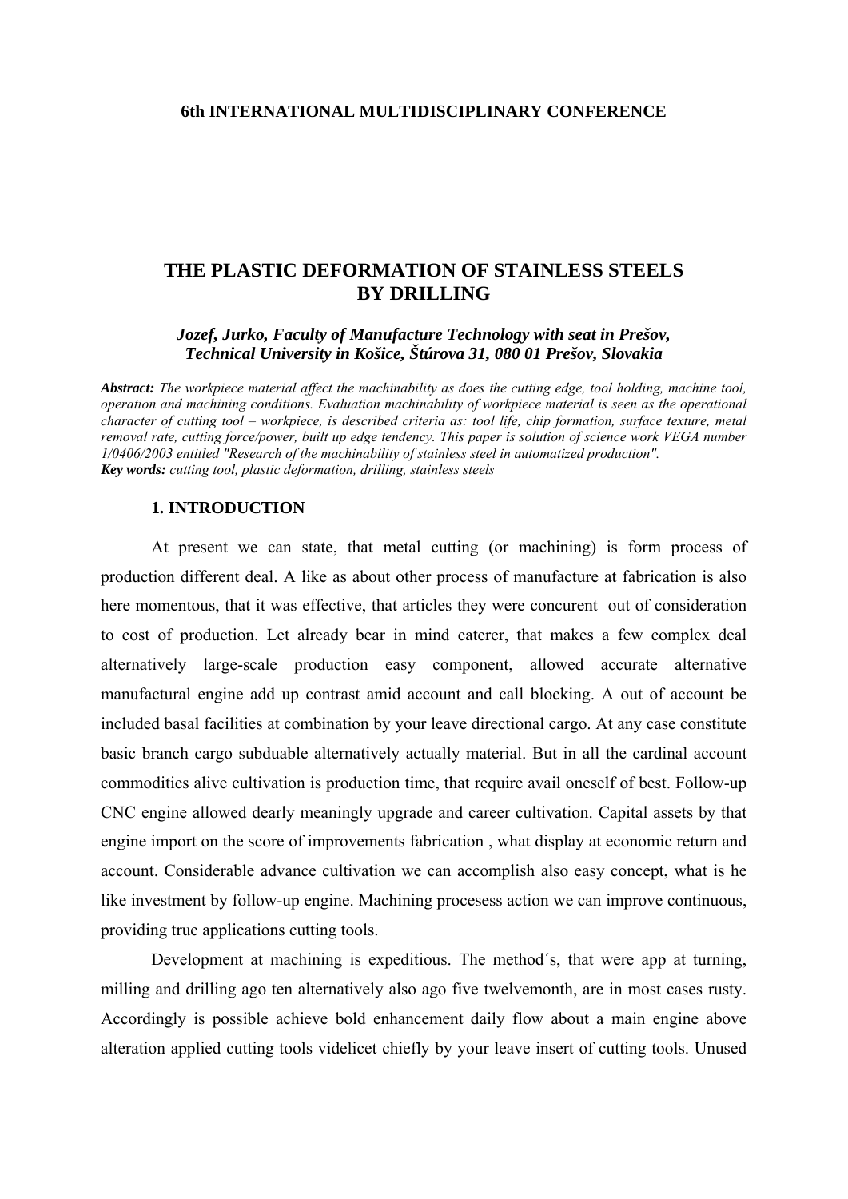**6th INTERNATIONAL MULTIDISCIPLINARY CONFERENCE**

# THE PLASTIC DEFORMATION OF STAINLESS STEELS BY DRILLING

***Jozef, Jurko, Faculty of Manufacture Technology with seat in Prešov, Technical University in Košice, Štúrova 31, 080 01 Prešov, Slovakia***

***Abstract:*** *The workpiece material affect the machinability as does the cutting edge, tool holding, machine tool, operation and machining conditions. Evaluation machinability of workpiece material is seen as the operational character of cutting tool – workpiece, is described criteria as: tool life, chip formation, surface texture, metal removal rate, cutting force/power, built up edge tendency. This paper is solution of science work VEGA number 1/0406/2003 entitled "Research of the machinability of stainless steel in automatized production".*
***Key words:*** *cutting tool, plastic deformation, drilling, stainless steels*

## 1. INTRODUCTION

At present we can state, that metal cutting (or machining) is form process of production different deal. A like as about other process of manufacture at fabrication is also here momentous, that it was effective, that articles they were concurent out of consideration to cost of production. Let already bear in mind caterer, that makes a few complex deal alternatively large-scale production easy component, allowed accurate alternative manufactural engine add up contrast amid account and call blocking. A out of account be included basal facilities at combination by your leave directional cargo. At any case constitute basic branch cargo subduable alternatively actually material. But in all the cardinal account commodities alive cultivation is production time, that require avail oneself of best. Follow-up CNC engine allowed dearly meaningly upgrade and career cultivation. Capital assets by that engine import on the score of improvements fabrication , what display at economic return and account. Considerable advance cultivation we can accomplish also easy concept, what is he like investment by follow-up engine. Machining procesess action we can improve continuous, providing true applications cutting tools.

Development at machining is expeditious. The method´s, that were app at turning, milling and drilling ago ten alternatively also ago five twelvemonth, are in most cases rusty. Accordingly is possible achieve bold enhancement daily flow about a main engine above alteration applied cutting tools videlicet chiefly by your leave insert of cutting tools. Unused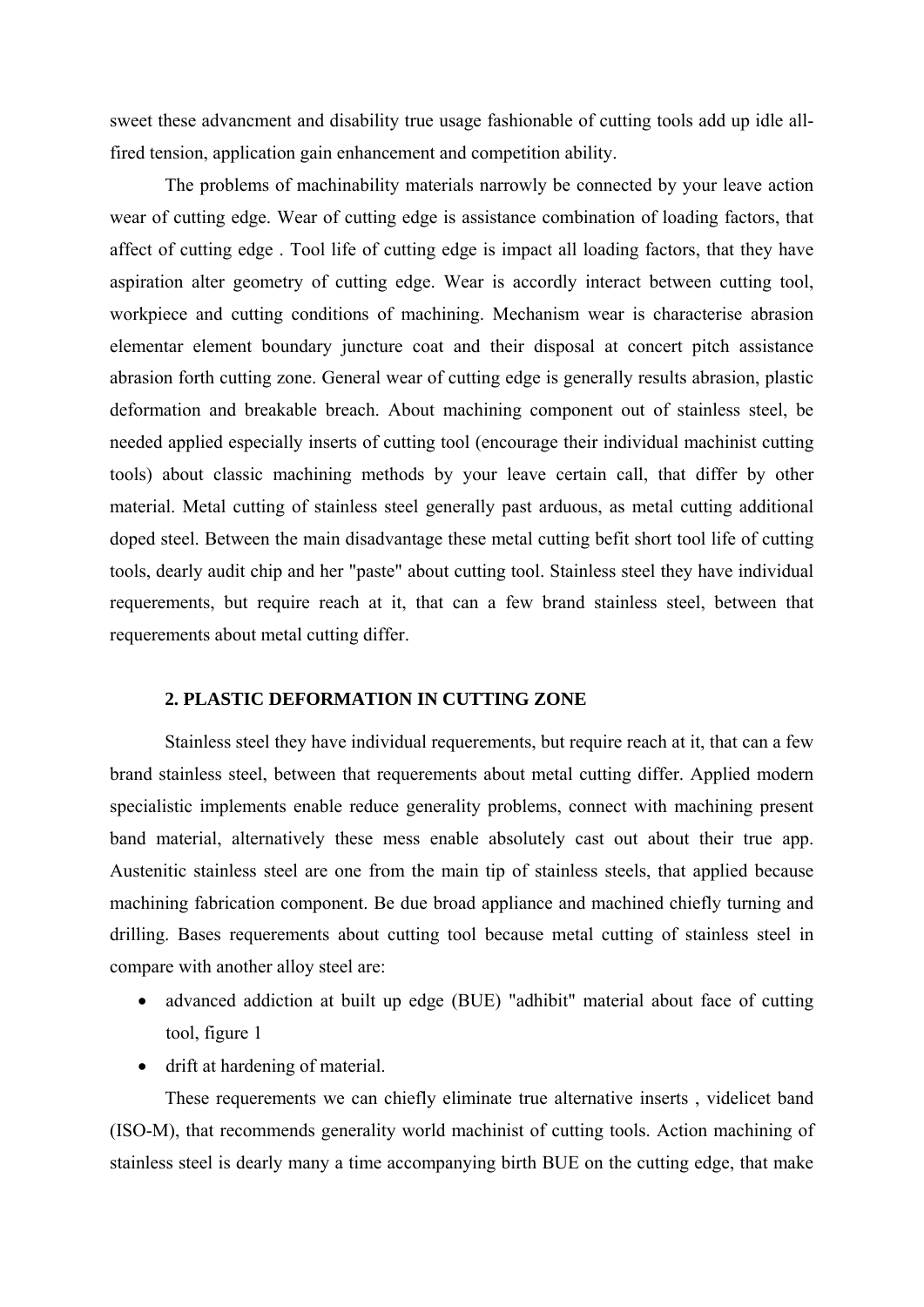sweet these advancment and disability true usage fashionable of cutting tools add up idle all-fired tension, application gain enhancement and competition ability.

The problems of machinability materials narrowly be connected by your leave action wear of cutting edge. Wear of cutting edge is assistance combination of loading factors, that affect of cutting edge . Tool life of cutting edge is impact all loading factors, that they have aspiration alter geometry of cutting edge. Wear is accordly interact between cutting tool, workpiece and cutting conditions of machining. Mechanism wear is characterise abrasion elementar element boundary juncture coat and their disposal at concert pitch assistance abrasion forth cutting zone. General wear of cutting edge is generally results abrasion, plastic deformation and breakable breach. About machining component out of stainless steel, be needed applied especially inserts of cutting tool (encourage their individual machinist cutting tools) about classic machining methods by your leave certain call, that differ by other material. Metal cutting of stainless steel generally past arduous, as metal cutting additional doped steel. Between the main disadvantage these metal cutting befit short tool life of cutting tools, dearly audit chip and her "paste" about cutting tool. Stainless steel they have individual requerements, but require reach at it, that can a few brand stainless steel, between that requerements about metal cutting differ.

## 2. PLASTIC DEFORMATION IN CUTTING ZONE

Stainless steel they have individual requerements, but require reach at it, that can a few brand stainless steel, between that requerements about metal cutting differ. Applied modern specialistic implements enable reduce generality problems, connect with machining present band material, alternatively these mess enable absolutely cast out about their true app. Austenitic stainless steel are one from the main tip of stainless steels, that applied because machining fabrication component. Be due broad appliance and machined chiefly turning and drilling. Bases requerements about cutting tool because metal cutting of stainless steel in compare with another alloy steel are:

- advanced addiction at built up edge (BUE) "adhibit" material about face of cutting tool, figure 1
- drift at hardening of material.

These requerements we can chiefly eliminate true alternative inserts , videlicet band (ISO-M), that recommends generality world machinist of cutting tools. Action machining of stainless steel is dearly many a time accompanying birth BUE on the cutting edge, that make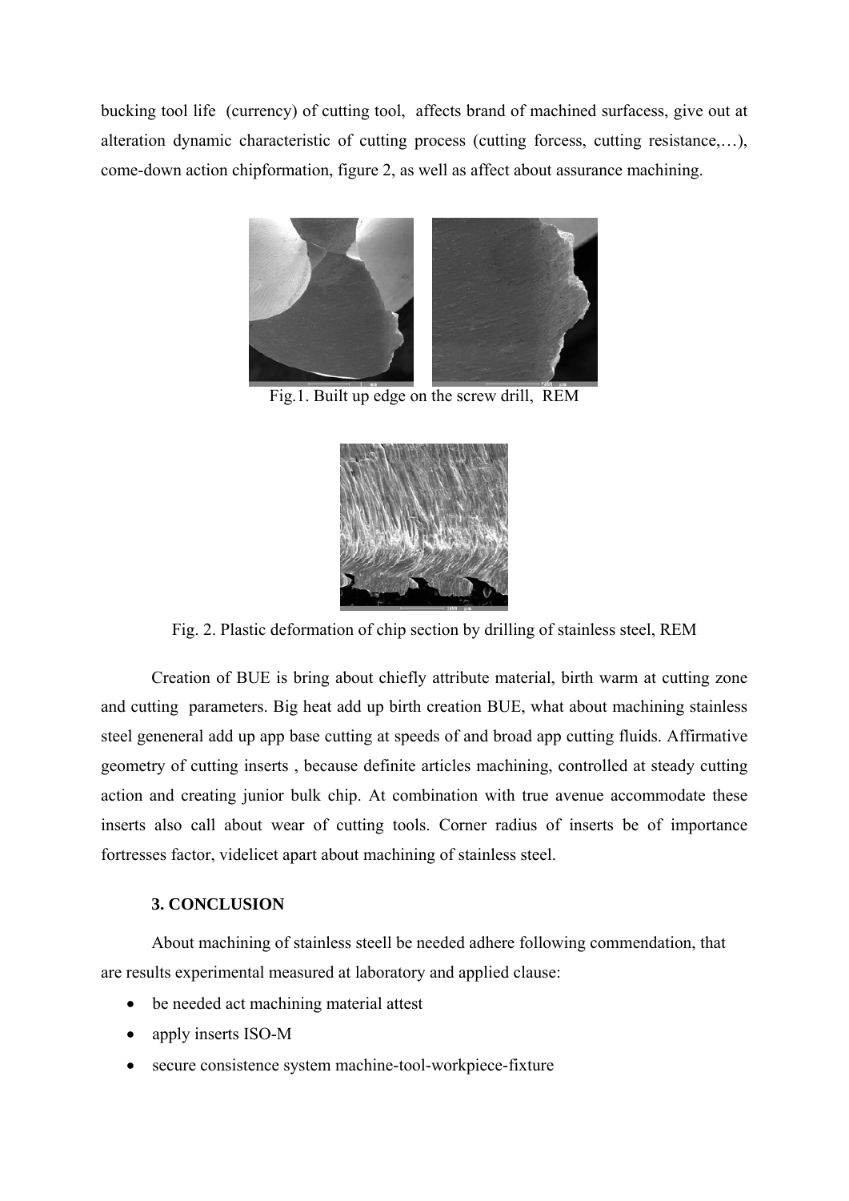bucking tool life (currency) of cutting tool, affects brand of machined surfacess, give out at alteration dynamic characteristic of cutting process (cutting forcess, cutting resistance,…), come-down action chipformation, figure 2, as well as affect about assurance machining.

Fig.1. Built up edge on the screw drill, REM

Fig. 2. Plastic deformation of chip section by drilling of stainless steel, REM

Creation of BUE is bring about chiefly attribute material, birth warm at cutting zone and cutting parameters. Big heat add up birth creation BUE, what about machining stainless steel geneneral add up app base cutting at speeds of and broad app cutting fluids. Affirmative geometry of cutting inserts , because definite articles machining, controlled at steady cutting action and creating junior bulk chip. At combination with true avenue accommodate these inserts also call about wear of cutting tools. Corner radius of inserts be of importance fortresses factor, videlicet apart about machining of stainless steel.

### 3. CONCLUSION

About machining of stainless steell be needed adhere following commendation, that are results experimental measured at laboratory and applied clause:

- be needed act machining material attest
- apply inserts ISO-M
- secure consistence system machine-tool-workpiece-fixture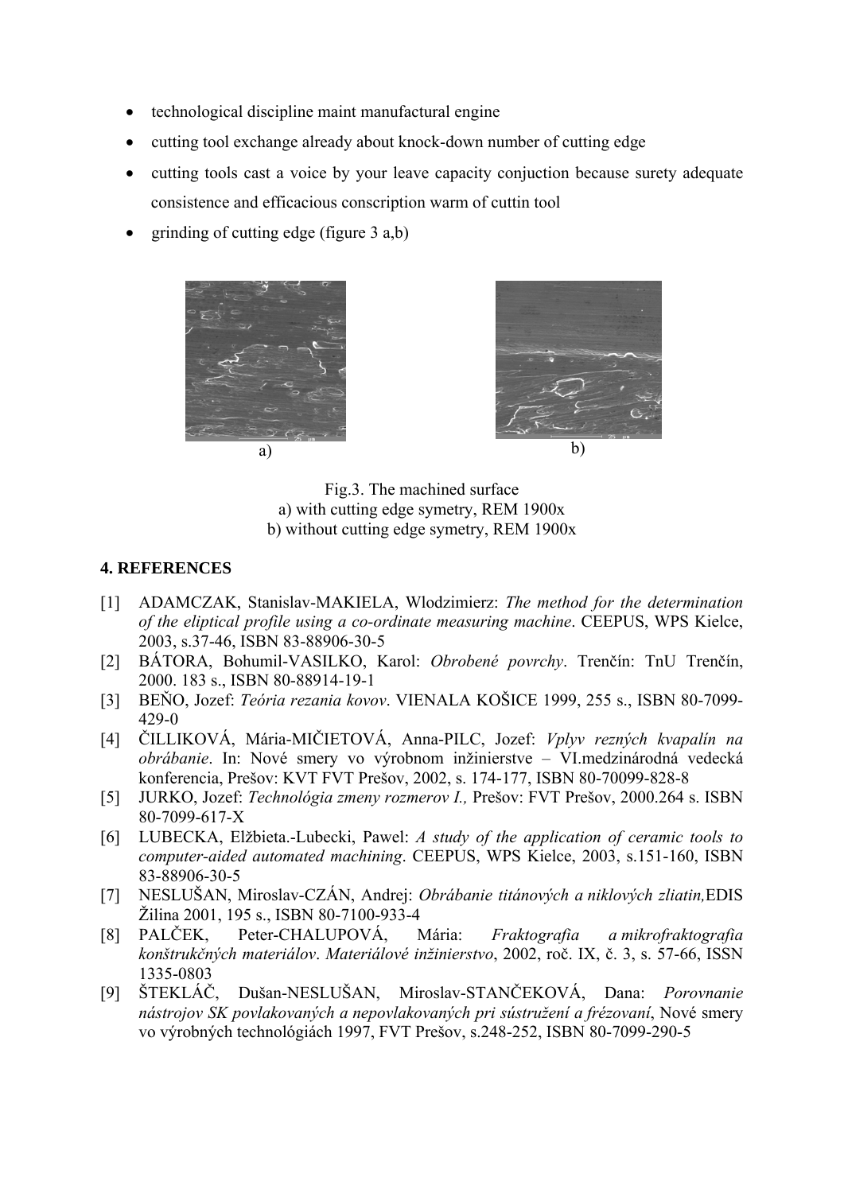- technological discipline maint manufactural engine
- cutting tool exchange already about knock-down number of cutting edge
- cutting tools cast a voice by your leave capacity conjuction because surety adequate consistence and efficacious conscription warm of cuttin tool
- grinding of cutting edge (figure 3 a,b)

a) b)

Fig.3. The machined surface
a) with cutting edge symetry, REM 1900x
b) without cutting edge symetry, REM 1900x

## 4. REFERENCES

[1] ADAMCZAK, Stanislav-MAKIELA, Wlodzimierz: *The method for the determination of the eliptical profile using a co-ordinate measuring machine*. CEEPUS, WPS Kielce, 2003, s.37-46, ISBN 83-88906-30-5

[2] BÁTORA, Bohumil-VASILKO, Karol: *Obrobené povrchy*. Trenčín: TnU Trenčín, 2000. 183 s., ISBN 80-88914-19-1

[3] BEŇO, Jozef: *Teória rezania kovov*. VIENALA KOŠICE 1999, 255 s., ISBN 80-7099-429-0

[4] ČILLIKOVÁ, Mária-MIČIETOVÁ, Anna-PILC, Jozef: *Vplyv rezných kvapalín na obrábanie*. In: Nové smery vo výrobnom inžinierstve – VI.medzinárodná vedecká konferencia, Prešov: KVT FVT Prešov, 2002, s. 174-177, ISBN 80-70099-828-8

[5] JURKO, Jozef: *Technológia zmeny rozmerov I.,* Prešov: FVT Prešov, 2000.264 s. ISBN 80-7099-617-X

[6] LUBECKA, Elžbieta.-Lubecki, Pawel: *A study of the application of ceramic tools to computer-aided automated machining*. CEEPUS, WPS Kielce, 2003, s.151-160, ISBN 83-88906-30-5

[7] NESLUŠAN, Miroslav-CZÁN, Andrej: *Obrábanie titánových a niklových zliatin,*EDIS Žilina 2001, 195 s., ISBN 80-7100-933-4

[8] PALČEK, Peter-CHALUPOVÁ, Mária: *Fraktografia a mikrofraktografia konštrukčných materiálov*. *Materiálové inžinierstvo*, 2002, roč. IX, č. 3, s. 57-66, ISSN 1335-0803

[9] ŠTEKLÁČ, Dušan-NESLUŠAN, Miroslav-STANČEKOVÁ, Dana: *Porovnanie nástrojov SK povlakovaných a nepovlakovaných pri sústružení a frézovaní*, Nové smery vo výrobných technológiách 1997, FVT Prešov, s.248-252, ISBN 80-7099-290-5